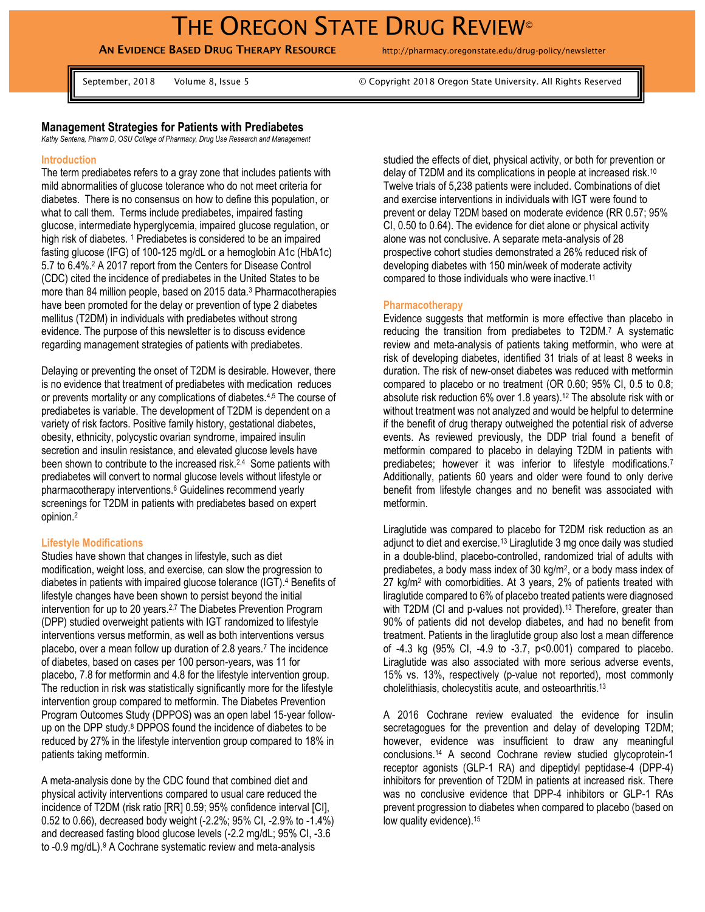# The Oregon State Drug Review©

**An Evidence Based Drug Therapy Resource** http://pharmacy.oregonstate.edu/drug-policy/newsletter

September, 2018 Volume 8, Issue 5 © Copyright 2018 Oregon State University. All Rights Reserved

## Management Strategies for Patients with Prediabetes

*Kathy Sentena, Pharm D, OSU College of Pharmacy, Drug Use Research and Management*

### Introduction

The term prediabetes refers to a gray zone that includes patients with mild abnormalities of glucose tolerance who do not meet criteria for diabetes. There is no consensus on how to define this population, or what to call them. Terms include prediabetes, impaired fasting glucose, intermediate hyperglycemia, impaired glucose regulation, or high risk of diabetes. [1] Prediabetes is considered to be an impaired fasting glucose (IFG) of 100-125 mg/dL or a hemoglobin A1c (HbA1c) 5.7 to 6.4%.[2] A 2017 report from the Centers for Disease Control (CDC) cited the incidence of prediabetes in the United States to be more than 84 million people, based on 2015 data.[3] Pharmacotherapies have been promoted for the delay or prevention of type 2 diabetes mellitus (T2DM) in individuals with prediabetes without strong evidence. The purpose of this newsletter is to discuss evidence regarding management strategies of patients with prediabetes.

Delaying or preventing the onset of T2DM is desirable. However, there is no evidence that treatment of prediabetes with medication reduces or prevents mortality or any complications of diabetes.[4,5] The course of prediabetes is variable. The development of T2DM is dependent on a variety of risk factors. Positive family history, gestational diabetes, obesity, ethnicity, polycystic ovarian syndrome, impaired insulin secretion and insulin resistance, and elevated glucose levels have been shown to contribute to the increased risk.[2,4] Some patients with prediabetes will convert to normal glucose levels without lifestyle or pharmacotherapy interventions.[6] Guidelines recommend yearly screenings for T2DM in patients with prediabetes based on expert opinion.[2]

### Lifestyle Modifications

Studies have shown that changes in lifestyle, such as diet modification, weight loss, and exercise, can slow the progression to diabetes in patients with impaired glucose tolerance (IGT).[4] Benefits of lifestyle changes have been shown to persist beyond the initial intervention for up to 20 years.[2,7] The Diabetes Prevention Program (DPP) studied overweight patients with IGT randomized to lifestyle interventions versus metformin, as well as both interventions versus placebo, over a mean follow up duration of 2.8 years.[7] The incidence of diabetes, based on cases per 100 person-years, was 11 for placebo, 7.8 for metformin and 4.8 for the lifestyle intervention group. The reduction in risk was statistically significantly more for the lifestyle intervention group compared to metformin. The Diabetes Prevention Program Outcomes Study (DPPOS) was an open label 15-year follow-up on the DPP study.[8] DPPOS found the incidence of diabetes to be reduced by 27% in the lifestyle intervention group compared to 18% in patients taking metformin.

A meta-analysis done by the CDC found that combined diet and physical activity interventions compared to usual care reduced the incidence of T2DM (risk ratio [RR] 0.59; 95% confidence interval [CI], 0.52 to 0.66), decreased body weight (-2.2%; 95% CI, -2.9% to -1.4%) and decreased fasting blood glucose levels (-2.2 mg/dL; 95% CI, -3.6 to -0.9 mg/dL).[9] A Cochrane systematic review and meta-analysis studied the effects of diet, physical activity, or both for prevention or delay of T2DM and its complications in people at increased risk.[10] Twelve trials of 5,238 patients were included. Combinations of diet and exercise interventions in individuals with IGT were found to prevent or delay T2DM based on moderate evidence (RR 0.57; 95% CI, 0.50 to 0.64). The evidence for diet alone or physical activity alone was not conclusive. A separate meta-analysis of 28 prospective cohort studies demonstrated a 26% reduced risk of developing diabetes with 150 min/week of moderate activity compared to those individuals who were inactive.[11]

### Pharmacotherapy

Evidence suggests that metformin is more effective than placebo in reducing the transition from prediabetes to T2DM.[7] A systematic review and meta-analysis of patients taking metformin, who were at risk of developing diabetes, identified 31 trials of at least 8 weeks in duration. The risk of new-onset diabetes was reduced with metformin compared to placebo or no treatment (OR 0.60; 95% CI, 0.5 to 0.8; absolute risk reduction 6% over 1.8 years).[12] The absolute risk with or without treatment was not analyzed and would be helpful to determine if the benefit of drug therapy outweighed the potential risk of adverse events. As reviewed previously, the DDP trial found a benefit of metformin compared to placebo in delaying T2DM in patients with prediabetes; however it was inferior to lifestyle modifications.[7] Additionally, patients 60 years and older were found to only derive benefit from lifestyle changes and no benefit was associated with metformin.

Liraglutide was compared to placebo for T2DM risk reduction as an adjunct to diet and exercise.[13] Liraglutide 3 mg once daily was studied in a double-blind, placebo-controlled, randomized trial of adults with prediabetes, a body mass index of 30 kg/m$^2$, or a body mass index of 27 kg/m$^2$ with comorbidities. At 3 years, 2% of patients treated with liraglutide compared to 6% of placebo treated patients were diagnosed with T2DM (CI and p-values not provided).[13] Therefore, greater than 90% of patients did not develop diabetes, and had no benefit from treatment. Patients in the liraglutide group also lost a mean difference of -4.3 kg (95% CI, -4.9 to -3.7, $p<0.001$) compared to placebo. Liraglutide was also associated with more serious adverse events, 15% vs. 13%, respectively (p-value not reported), most commonly cholelithiasis, cholecystitis acute, and osteoarthritis.[13]

A 2016 Cochrane review evaluated the evidence for insulin secretagogues for the prevention and delay of developing T2DM; however, evidence was insufficient to draw any meaningful conclusions.[14] A second Cochrane review studied glycoprotein-1 receptor agonists (GLP-1 RA) and dipeptidyl peptidase-4 (DPP-4) inhibitors for prevention of T2DM in patients at increased risk. There was no conclusive evidence that DPP-4 inhibitors or GLP-1 RAs prevent progression to diabetes when compared to placebo (based on low quality evidence).[15]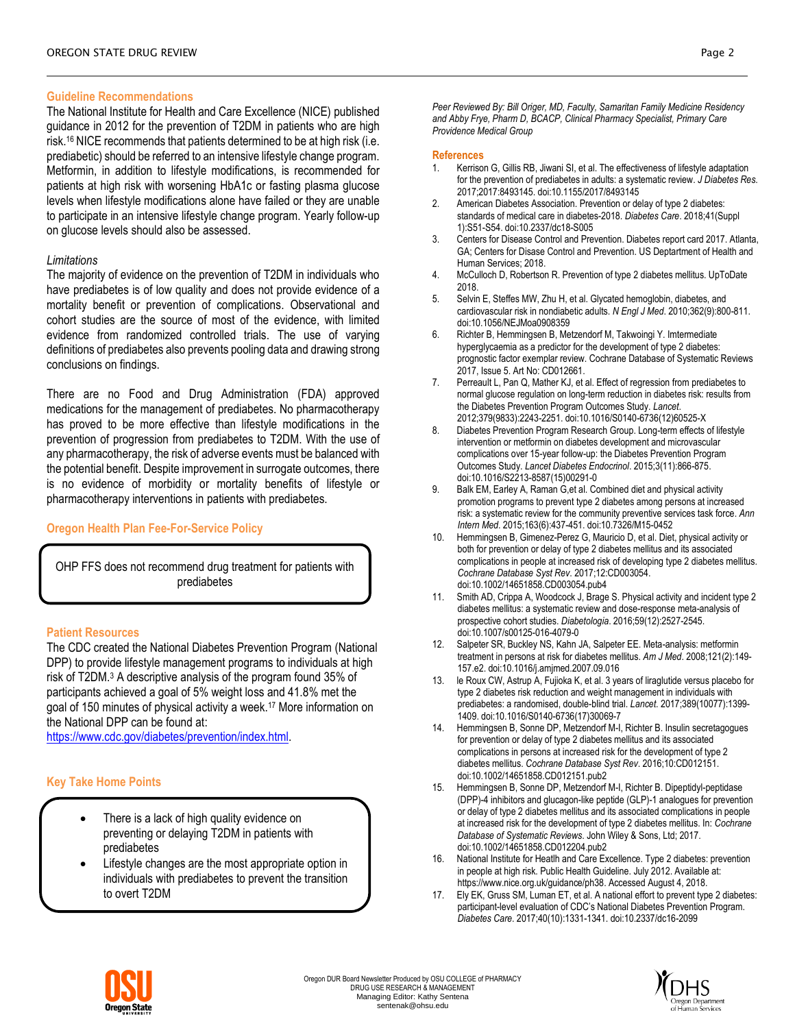## Guideline Recommendations

The National Institute for Health and Care Excellence (NICE) published guidance in 2012 for the prevention of T2DM in patients who are high risk.[16] NICE recommends that patients determined to be at high risk (i.e. prediabetic) should be referred to an intensive lifestyle change program. Metformin, in addition to lifestyle modifications, is recommended for patients at high risk with worsening HbA1c or fasting plasma glucose levels when lifestyle modifications alone have failed or they are unable to participate in an intensive lifestyle change program. Yearly follow-up on glucose levels should also be assessed.

*Limitations*

The majority of evidence on the prevention of T2DM in individuals who have prediabetes is of low quality and does not provide evidence of a mortality benefit or prevention of complications. Observational and cohort studies are the source of most of the evidence, with limited evidence from randomized controlled trials. The use of varying definitions of prediabetes also prevents pooling data and drawing strong conclusions on findings.

There are no Food and Drug Administration (FDA) approved medications for the management of prediabetes. No pharmacotherapy has proved to be more effective than lifestyle modifications in the prevention of progression from prediabetes to T2DM. With the use of any pharmacotherapy, the risk of adverse events must be balanced with the potential benefit. Despite improvement in surrogate outcomes, there is no evidence of morbidity or mortality benefits of lifestyle or pharmacotherapy interventions in patients with prediabetes.

## Oregon Health Plan Fee-For-Service Policy

OHP FFS does not recommend drug treatment for patients with prediabetes

## Patient Resources

The CDC created the National Diabetes Prevention Program (National DPP) to provide lifestyle management programs to individuals at high risk of T2DM.[3] A descriptive analysis of the program found 35% of participants achieved a goal of 5% weight loss and 41.8% met the goal of 150 minutes of physical activity a week.[17] More information on the National DPP can be found at: https://www.cdc.gov/diabetes/prevention/index.html.

## Key Take Home Points

- There is a lack of high quality evidence on preventing or delaying T2DM in patients with prediabetes
- Lifestyle changes are the most appropriate option in individuals with prediabetes to prevent the transition to overt T2DM

*Peer Reviewed By: Bill Origer, MD, Faculty, Samaritan Family Medicine Residency and Abby Frye, Pharm D, BCACP, Clinical Pharmacy Specialist, Primary Care Providence Medical Group*

## References

1. Kerrison G, Gillis RB, Jiwani SI, et al. The effectiveness of lifestyle adaptation for the prevention of prediabetes in adults: a systematic review. *J Diabetes Res*. 2017;2017:8493145. doi:10.1155/2017/8493145
2. American Diabetes Association. Prevention or delay of type 2 diabetes: standards of medical care in diabetes-2018. *Diabetes Care*. 2018;41(Suppl 1):S51-S54. doi:10.2337/dc18-S005
3. Centers for Disease Control and Prevention. Diabetes report card 2017. Atlanta, GA; Centers for Disease Control and Prevention. US Deptartment of Health and Human Services; 2018.
4. McCulloch D, Robertson R. Prevention of type 2 diabetes mellitus. UpToDate 2018.
5. Selvin E, Steffes MW, Zhu H, et al. Glycated hemoglobin, diabetes, and cardiovascular risk in nondiabetic adults. *N Engl J Med*. 2010;362(9):800-811. doi:10.1056/NEJMoa0908359
6. Richter B, Hemmingsen B, Metzendorf M, Takwoingi Y. Imtermediate hyperglycaemia as a predictor for the development of type 2 diabetes: prognostic factor exemplar review. Cochrane Database of Systematic Reviews 2017, Issue 5. Art No: CD012661.
7. Perreault L, Pan Q, Mather KJ, et al. Effect of regression from prediabetes to normal glucose regulation on long-term reduction in diabetes risk: results from the Diabetes Prevention Program Outcomes Study. *Lancet*. 2012;379(9833):2243-2251. doi:10.1016/S0140-6736(12)60525-X
8. Diabetes Prevention Program Research Group. Long-term effects of lifestyle intervention or metformin on diabetes development and microvascular complications over 15-year follow-up: the Diabetes Prevention Program Outcomes Study. *Lancet Diabetes Endocrinol*. 2015;3(11):866-875. doi:10.1016/S2213-8587(15)00291-0
9. Balk EM, Earley A, Raman G,et al. Combined diet and physical activity promotion programs to prevent type 2 diabetes among persons at increased risk: a systematic review for the community preventive services task force. *Ann Intern Med*. 2015;163(6):437-451. doi:10.7326/M15-0452
10. Hemmingsen B, Gimenez-Perez G, Mauricio D, et al. Diet, physical activity or both for prevention or delay of type 2 diabetes mellitus and its associated complications in people at increased risk of developing type 2 diabetes mellitus. *Cochrane Database Syst Rev*. 2017;12:CD003054. doi:10.1002/14651858.CD003054.pub4
11. Smith AD, Crippa A, Woodcock J, Brage S. Physical activity and incident type 2 diabetes mellitus: a systematic review and dose-response meta-analysis of prospective cohort studies. *Diabetologia*. 2016;59(12):2527-2545. doi:10.1007/s00125-016-4079-0
12. Salpeter SR, Buckley NS, Kahn JA, Salpeter EE. Meta-analysis: metformin treatment in persons at risk for diabetes mellitus. *Am J Med*. 2008;121(2):149-157.e2. doi:10.1016/j.amjmed.2007.09.016
13. le Roux CW, Astrup A, Fujioka K, et al. 3 years of liraglutide versus placebo for type 2 diabetes risk reduction and weight management in individuals with prediabetes: a randomised, double-blind trial. *Lancet*. 2017;389(10077):1399-1409. doi:10.1016/S0140-6736(17)30069-7
14. Hemmingsen B, Sonne DP, Metzendorf M-I, Richter B. Insulin secretagogues for prevention or delay of type 2 diabetes mellitus and its associated complications in persons at increased risk for the development of type 2 diabetes mellitus. *Cochrane Database Syst Rev*. 2016;10:CD012151. doi:10.1002/14651858.CD012151.pub2
15. Hemmingsen B, Sonne DP, Metzendorf M-I, Richter B. Dipeptidyl-peptidase (DPP)-4 inhibitors and glucagon-like peptide (GLP)-1 analogues for prevention or delay of type 2 diabetes mellitus and its associated complications in people at increased risk for the development of type 2 diabetes mellitus. In: *Cochrane Database of Systematic Reviews*. John Wiley & Sons, Ltd; 2017. doi:10.1002/14651858.CD012204.pub2
16. National Institute for Heatlh and Care Excellence. Type 2 diabetes: prevention in people at high risk. Public Health Guideline. July 2012. Available at: https://www.nice.org.uk/guidance/ph38. Accessed August 4, 2018.
17. Ely EK, Gruss SM, Luman ET, et al. A national effort to prevent type 2 diabetes: participant-level evaluation of CDC's National Diabetes Prevention Program. *Diabetes Care*. 2017;40(10):1331-1341. doi:10.2337/dc16-2099

Oregon DUR Board Newsletter Produced by OSU COLLEGE of PHARMACY
DRUG USE RESEARCH & MANAGEMENT
Managing Editor: Kathy Sentena
sentenak@ohsu.edu